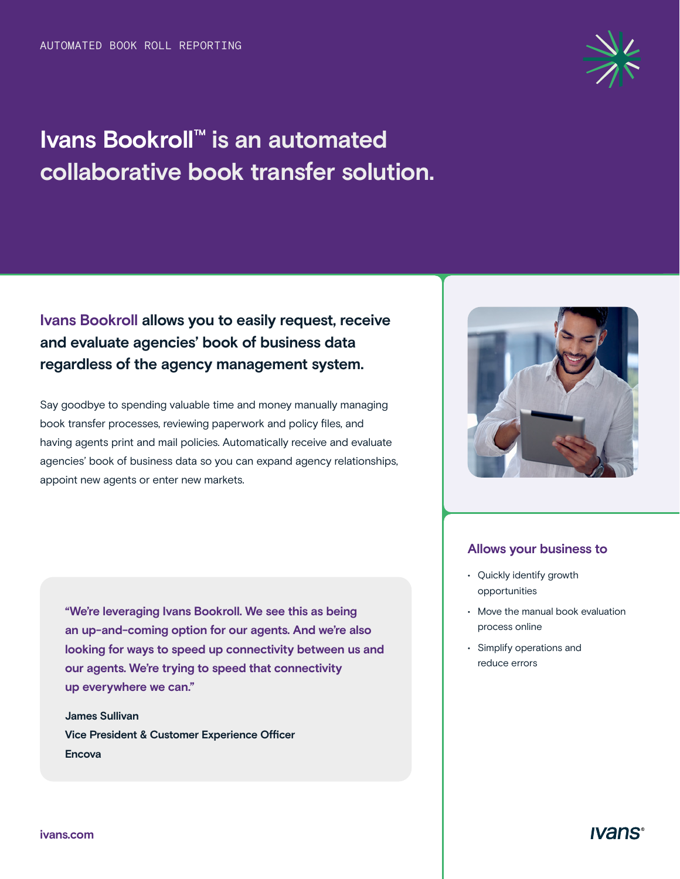AUTOMATED BOOK ROLL REPORTING

# Ivans Bookroll™ is an automated collaborative book transfer solution.

## Ivans Bookroll allows you to easily request, receive and evaluate agencies' book of business data regardless of the agency management system.

Say goodbye to spending valuable time and money manually managing book transfer processes, reviewing paperwork and policy files, and having agents print and mail policies. Automatically receive and evaluate agencies' book of business data so you can expand agency relationships, appoint new agents or enter new markets.

> "We're leveraging Ivans Bookroll. We see this as being an up-and-coming option for our agents. And we're also looking for ways to speed up connectivity between us and our agents. We're trying to speed that connectivity up everywhere we can."
>
> **James Sullivan**
> **Vice President & Customer Experience Officer**
> **Encova**

### Allows your business to

- Quickly identify growth opportunities
- Move the manual book evaluation process online
- Simplify operations and reduce errors

ivans.com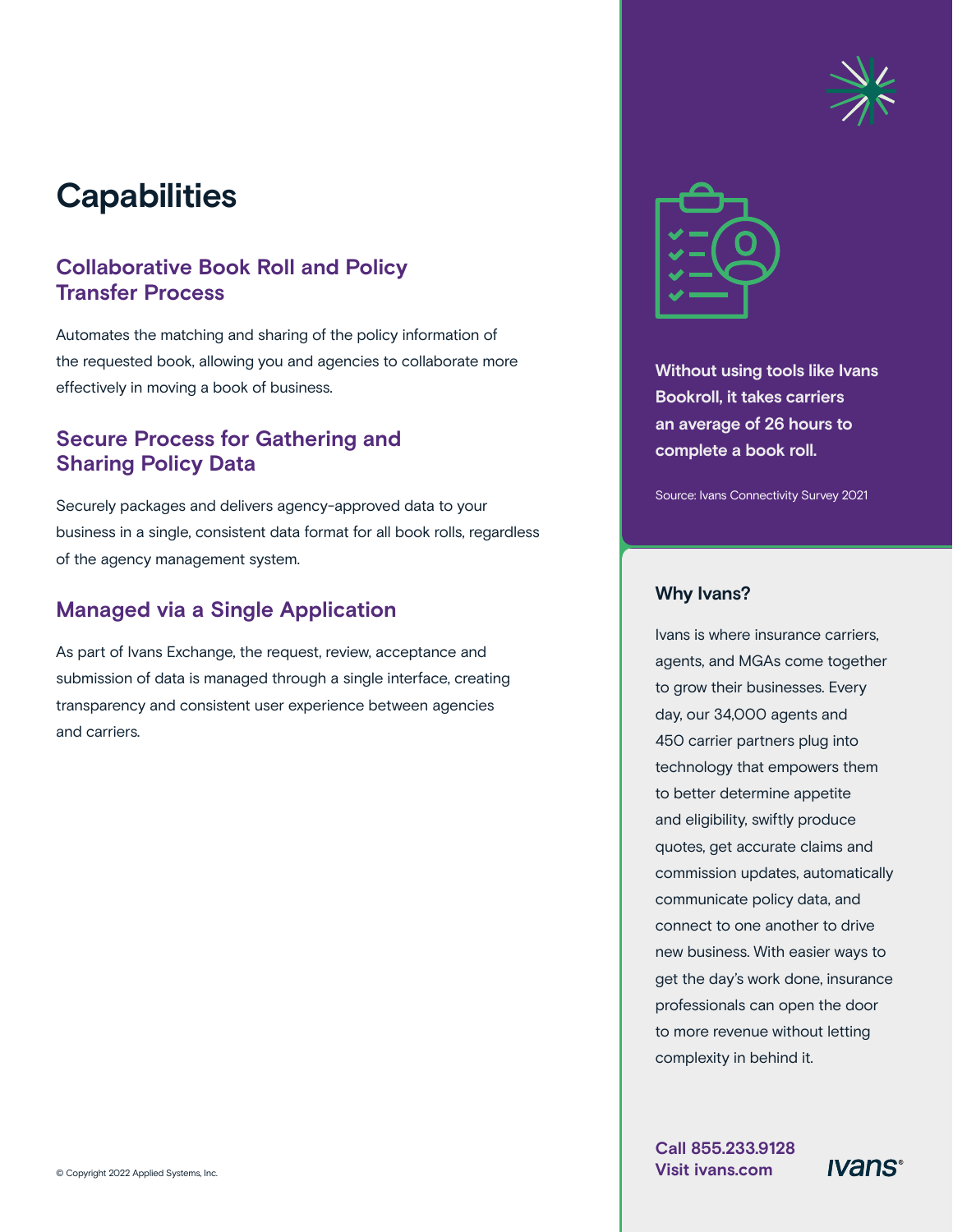# Capabilities

## Collaborative Book Roll and Policy Transfer Process

Automates the matching and sharing of the policy information of the requested book, allowing you and agencies to collaborate more effectively in moving a book of business.

## Secure Process for Gathering and Sharing Policy Data

Securely packages and delivers agency-approved data to your business in a single, consistent data format for all book rolls, regardless of the agency management system.

## Managed via a Single Application

As part of Ivans Exchange, the request, review, acceptance and submission of data is managed through a single interface, creating transparency and consistent user experience between agencies and carriers.

**Without using tools like Ivans Bookroll, it takes carriers an average of 26 hours to complete a book roll.**

Source: Ivans Connectivity Survey 2021

### Why Ivans?

Ivans is where insurance carriers, agents, and MGAs come together to grow their businesses. Every day, our 34,000 agents and 450 carrier partners plug into technology that empowers them to better determine appetite and eligibility, swiftly produce quotes, get accurate claims and commission updates, automatically communicate policy data, and connect to one another to drive new business. With easier ways to get the day's work done, insurance professionals can open the door to more revenue without letting complexity in behind it.

**Call 855.233.9128**
**Visit ivans.com**

ivans®

© Copyright 2022 Applied Systems, Inc.